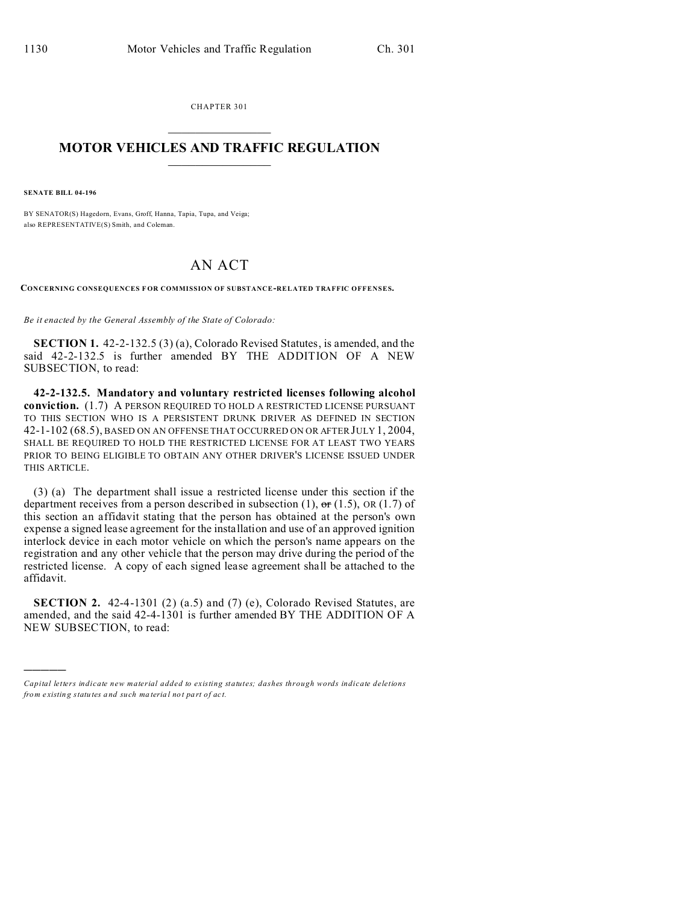CHAPTER 301

# MOTOR VEHICLES AND TRAFFIC REGULATION

**SENATE BILL 04-196**

BY SENATOR(S) Hagedorn, Evans, Groff, Hanna, Tapia, Tupa, and Veiga;
also REPRESENTATIVE(S) Smith, and Coleman.

## AN ACT

**CONCERNING CONSEQUENCES FOR COMMISSION OF SUBSTANCE-RELATED TRAFFIC OFFENSES.**

*Be it enacted by the General Assembly of the State of Colorado:*

**SECTION 1.** 42-2-132.5 (3) (a), Colorado Revised Statutes, is amended, and the said 42-2-132.5 is further amended BY THE ADDITION OF A NEW SUBSECTION, to read:

**42-2-132.5. Mandatory and voluntary restricted licenses following alcohol conviction.** (1.7) A PERSON REQUIRED TO HOLD A RESTRICTED LICENSE PURSUANT TO THIS SECTION WHO IS A PERSISTENT DRUNK DRIVER AS DEFINED IN SECTION 42-1-102 (68.5), BASED ON AN OFFENSE THAT OCCURRED ON OR AFTER JULY 1, 2004, SHALL BE REQUIRED TO HOLD THE RESTRICTED LICENSE FOR AT LEAST TWO YEARS PRIOR TO BEING ELIGIBLE TO OBTAIN ANY OTHER DRIVER'S LICENSE ISSUED UNDER THIS ARTICLE.

(3) (a) The department shall issue a restricted license under this section if the department receives from a person described in subsection (1), ~~or~~ (1.5), OR (1.7) of this section an affidavit stating that the person has obtained at the person's own expense a signed lease agreement for the installation and use of an approved ignition interlock device in each motor vehicle on which the person's name appears on the registration and any other vehicle that the person may drive during the period of the restricted license. A copy of each signed lease agreement shall be attached to the affidavit.

**SECTION 2.** 42-4-1301 (2) (a.5) and (7) (e), Colorado Revised Statutes, are amended, and the said 42-4-1301 is further amended BY THE ADDITION OF A NEW SUBSECTION, to read:

---

*Capital letters indicate new material added to existing statutes; dashes through words indicate deletions from existing statutes and such material not part of act.*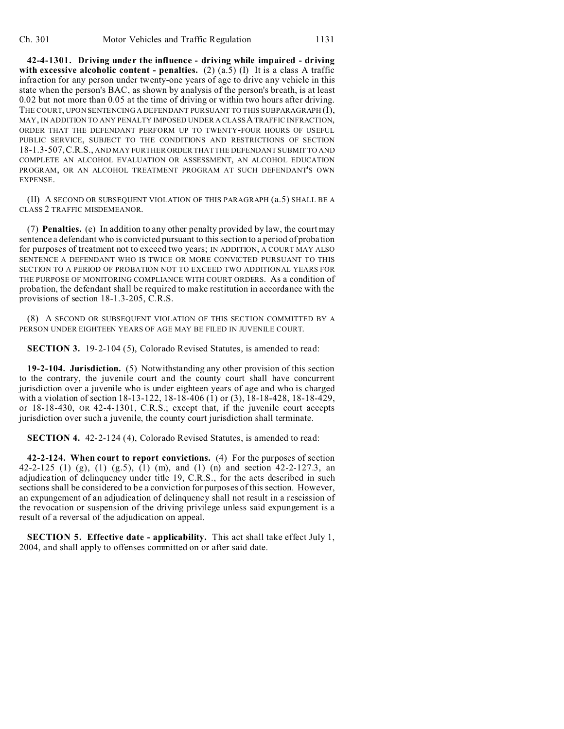**42-4-1301. Driving under the influence - driving while impaired - driving with excessive alcoholic content - penalties.** (2) (a.5) (I) It is a class A traffic infraction for any person under twenty-one years of age to drive any vehicle in this state when the person's BAC, as shown by analysis of the person's breath, is at least 0.02 but not more than 0.05 at the time of driving or within two hours after driving. THE COURT, UPON SENTENCING A DEFENDANT PURSUANT TO THIS SUBPARAGRAPH (I), MAY, IN ADDITION TO ANY PENALTY IMPOSED UNDER A CLASS A TRAFFIC INFRACTION, ORDER THAT THE DEFENDANT PERFORM UP TO TWENTY-FOUR HOURS OF USEFUL PUBLIC SERVICE, SUBJECT TO THE CONDITIONS AND RESTRICTIONS OF SECTION 18-1.3-507, C.R.S., AND MAY FURTHER ORDER THAT THE DEFENDANT SUBMIT TO AND COMPLETE AN ALCOHOL EVALUATION OR ASSESSMENT, AN ALCOHOL EDUCATION PROGRAM, OR AN ALCOHOL TREATMENT PROGRAM AT SUCH DEFENDANT'S OWN EXPENSE.

(II) A SECOND OR SUBSEQUENT VIOLATION OF THIS PARAGRAPH (a.5) SHALL BE A CLASS 2 TRAFFIC MISDEMEANOR.

(7) **Penalties.** (e) In addition to any other penalty provided by law, the court may sentence a defendant who is convicted pursuant to this section to a period of probation for purposes of treatment not to exceed two years; IN ADDITION, A COURT MAY ALSO SENTENCE A DEFENDANT WHO IS TWICE OR MORE CONVICTED PURSUANT TO THIS SECTION TO A PERIOD OF PROBATION NOT TO EXCEED TWO ADDITIONAL YEARS FOR THE PURPOSE OF MONITORING COMPLIANCE WITH COURT ORDERS. As a condition of probation, the defendant shall be required to make restitution in accordance with the provisions of section 18-1.3-205, C.R.S.

(8) A SECOND OR SUBSEQUENT VIOLATION OF THIS SECTION COMMITTED BY A PERSON UNDER EIGHTEEN YEARS OF AGE MAY BE FILED IN JUVENILE COURT.

**SECTION 3.** 19-2-104 (5), Colorado Revised Statutes, is amended to read:

**19-2-104. Jurisdiction.** (5) Notwithstanding any other provision of this section to the contrary, the juvenile court and the county court shall have concurrent jurisdiction over a juvenile who is under eighteen years of age and who is charged with a violation of section 18-13-122, 18-18-406 (1) or (3), 18-18-428, 18-18-429, ~~or~~ 18-18-430, OR 42-4-1301, C.R.S.; except that, if the juvenile court accepts jurisdiction over such a juvenile, the county court jurisdiction shall terminate.

**SECTION 4.** 42-2-124 (4), Colorado Revised Statutes, is amended to read:

**42-2-124. When court to report convictions.** (4) For the purposes of section 42-2-125 (1) (g), (1) (g.5), (1) (m), and (1) (n) and section 42-2-127.3, an adjudication of delinquency under title 19, C.R.S., for the acts described in such sections shall be considered to be a conviction for purposes of this section. However, an expungement of an adjudication of delinquency shall not result in a rescission of the revocation or suspension of the driving privilege unless said expungement is a result of a reversal of the adjudication on appeal.

**SECTION 5. Effective date - applicability.** This act shall take effect July 1, 2004, and shall apply to offenses committed on or after said date.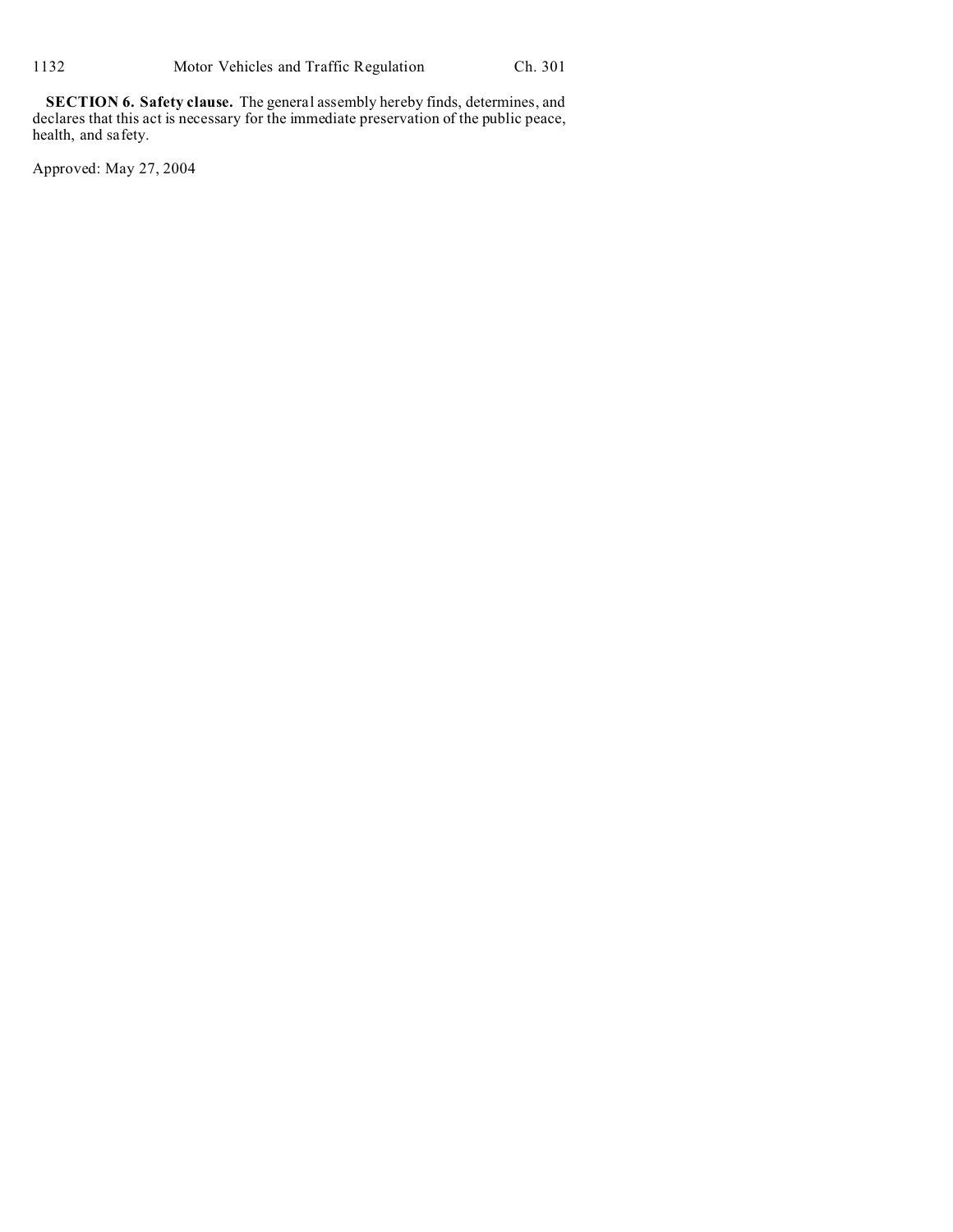**SECTION 6. Safety clause.** The general assembly hereby finds, determines, and declares that this act is necessary for the immediate preservation of the public peace, health, and safety.

Approved: May 27, 2004